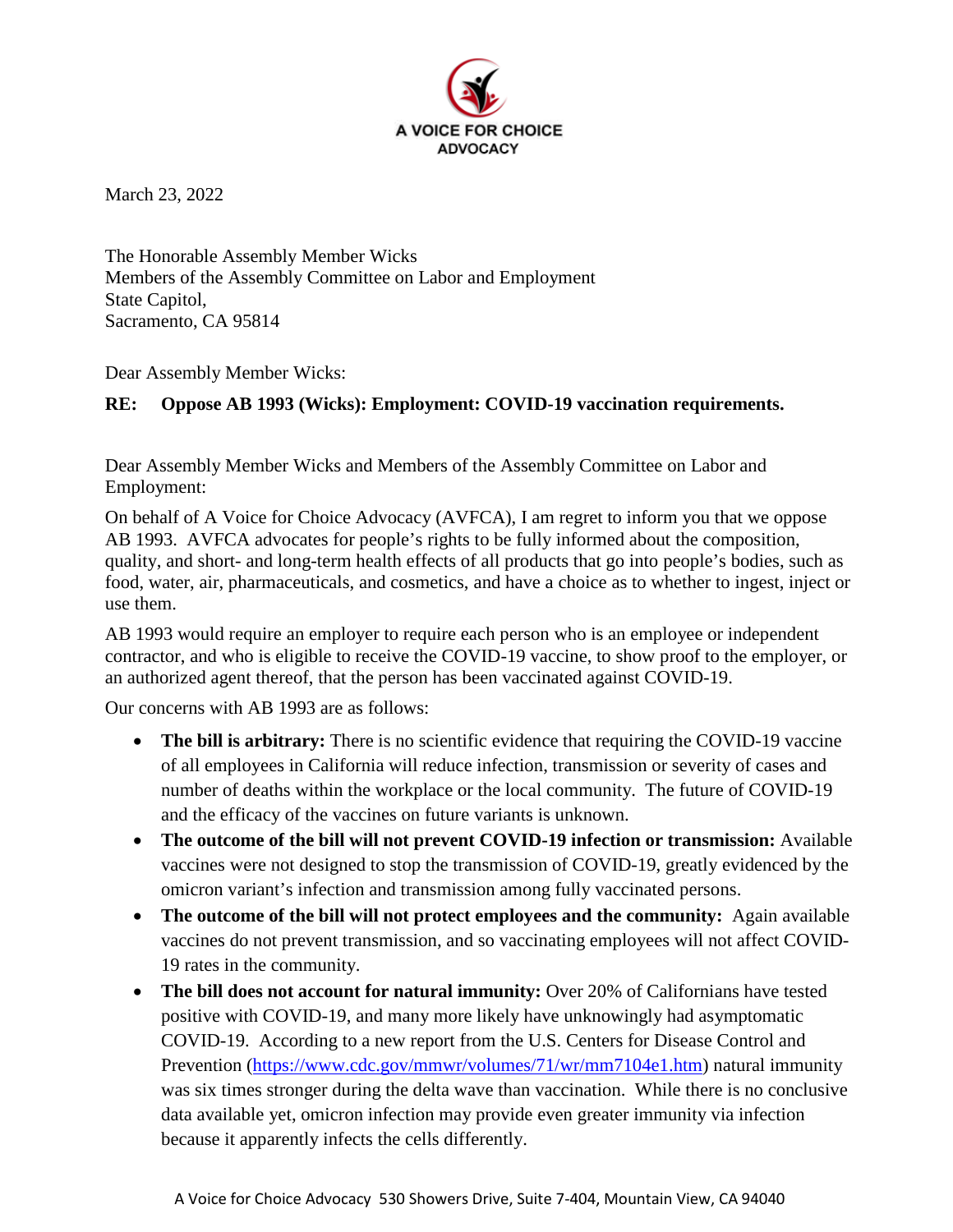A VOICE FOR CHOICE
ADVOCACY

March 23, 2022

The Honorable Assembly Member Wicks
Members of the Assembly Committee on Labor and Employment
State Capitol,
Sacramento, CA 95814

Dear Assembly Member Wicks:

**RE: Oppose AB 1993 (Wicks): Employment: COVID-19 vaccination requirements.**

Dear Assembly Member Wicks and Members of the Assembly Committee on Labor and Employment:

On behalf of A Voice for Choice Advocacy (AVFCA), I am regret to inform you that we oppose AB 1993. AVFCA advocates for people's rights to be fully informed about the composition, quality, and short- and long-term health effects of all products that go into people's bodies, such as food, water, air, pharmaceuticals, and cosmetics, and have a choice as to whether to ingest, inject or use them.

AB 1993 would require an employer to require each person who is an employee or independent contractor, and who is eligible to receive the COVID-19 vaccine, to show proof to the employer, or an authorized agent thereof, that the person has been vaccinated against COVID-19.

Our concerns with AB 1993 are as follows:

- **The bill is arbitrary:** There is no scientific evidence that requiring the COVID-19 vaccine of all employees in California will reduce infection, transmission or severity of cases and number of deaths within the workplace or the local community. The future of COVID-19 and the efficacy of the vaccines on future variants is unknown.
- **The outcome of the bill will not prevent COVID-19 infection or transmission:** Available vaccines were not designed to stop the transmission of COVID-19, greatly evidenced by the omicron variant's infection and transmission among fully vaccinated persons.
- **The outcome of the bill will not protect employees and the community:** Again available vaccines do not prevent transmission, and so vaccinating employees will not affect COVID-19 rates in the community.
- **The bill does not account for natural immunity:** Over 20% of Californians have tested positive with COVID-19, and many more likely have unknowingly had asymptomatic COVID-19. According to a new report from the U.S. Centers for Disease Control and Prevention (https://www.cdc.gov/mmwr/volumes/71/wr/mm7104e1.htm) natural immunity was six times stronger during the delta wave than vaccination. While there is no conclusive data available yet, omicron infection may provide even greater immunity via infection because it apparently infects the cells differently.

A Voice for Choice Advocacy 530 Showers Drive, Suite 7-404, Mountain View, CA 94040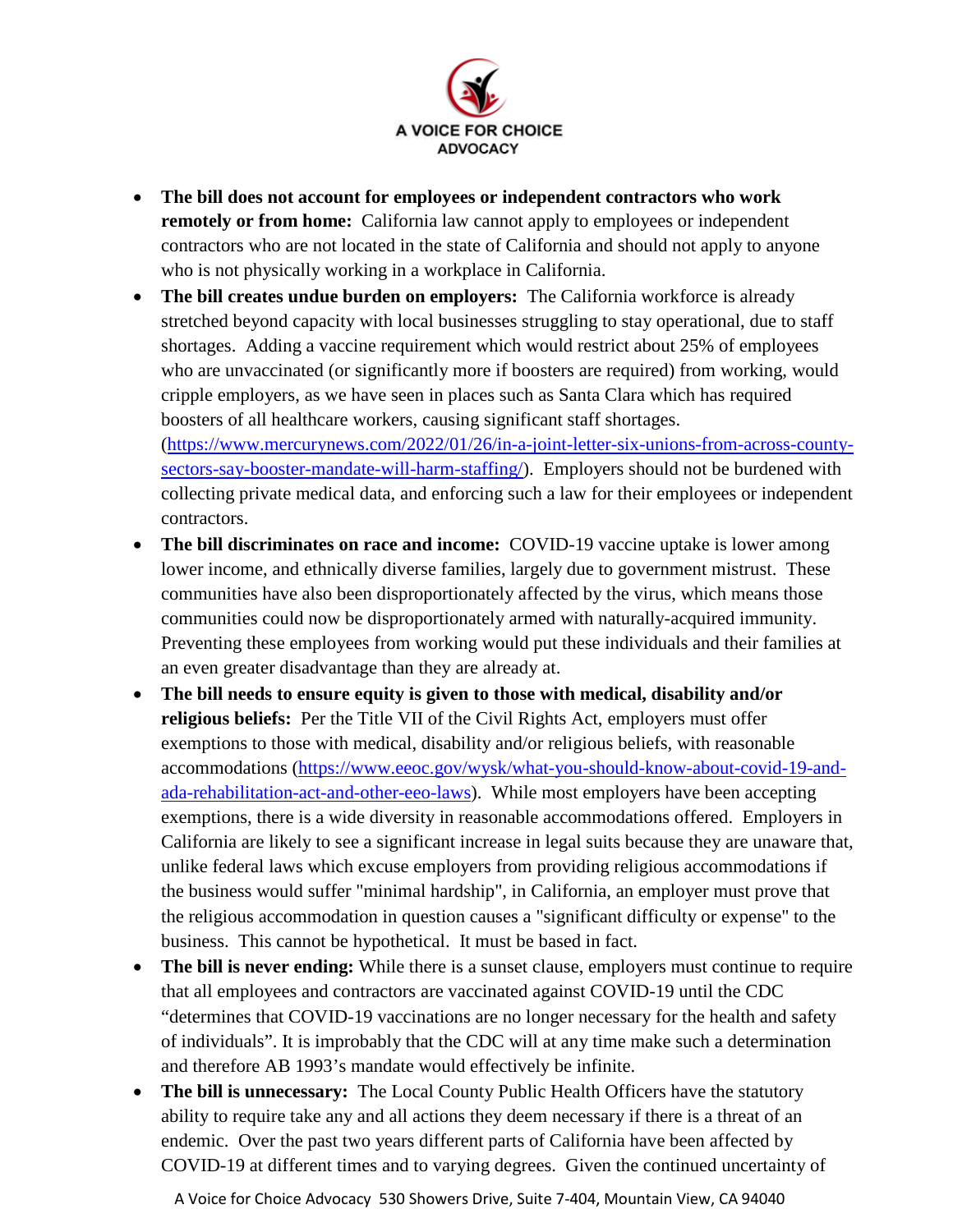- **The bill does not account for employees or independent contractors who work remotely or from home:** California law cannot apply to employees or independent contractors who are not located in the state of California and should not apply to anyone who is not physically working in a workplace in California.
- **The bill creates undue burden on employers:** The California workforce is already stretched beyond capacity with local businesses struggling to stay operational, due to staff shortages. Adding a vaccine requirement which would restrict about 25% of employees who are unvaccinated (or significantly more if boosters are required) from working, would cripple employers, as we have seen in places such as Santa Clara which has required boosters of all healthcare workers, causing significant staff shortages. (https://www.mercurynews.com/2022/01/26/in-a-joint-letter-six-unions-from-across-county-sectors-say-booster-mandate-will-harm-staffing/). Employers should not be burdened with collecting private medical data, and enforcing such a law for their employees or independent contractors.
- **The bill discriminates on race and income:** COVID-19 vaccine uptake is lower among lower income, and ethnically diverse families, largely due to government mistrust. These communities have also been disproportionately affected by the virus, which means those communities could now be disproportionately armed with naturally-acquired immunity. Preventing these employees from working would put these individuals and their families at an even greater disadvantage than they are already at.
- **The bill needs to ensure equity is given to those with medical, disability and/or religious beliefs:** Per the Title VII of the Civil Rights Act, employers must offer exemptions to those with medical, disability and/or religious beliefs, with reasonable accommodations (https://www.eeoc.gov/wysk/what-you-should-know-about-covid-19-and-ada-rehabilitation-act-and-other-eeo-laws). While most employers have been accepting exemptions, there is a wide diversity in reasonable accommodations offered. Employers in California are likely to see a significant increase in legal suits because they are unaware that, unlike federal laws which excuse employers from providing religious accommodations if the business would suffer "minimal hardship", in California, an employer must prove that the religious accommodation in question causes a "significant difficulty or expense" to the business. This cannot be hypothetical. It must be based in fact.
- **The bill is never ending:** While there is a sunset clause, employers must continue to require that all employees and contractors are vaccinated against COVID-19 until the CDC "determines that COVID-19 vaccinations are no longer necessary for the health and safety of individuals". It is improbably that the CDC will at any time make such a determination and therefore AB 1993's mandate would effectively be infinite.
- **The bill is unnecessary:** The Local County Public Health Officers have the statutory ability to require take any and all actions they deem necessary if there is a threat of an endemic. Over the past two years different parts of California have been affected by COVID-19 at different times and to varying degrees. Given the continued uncertainty of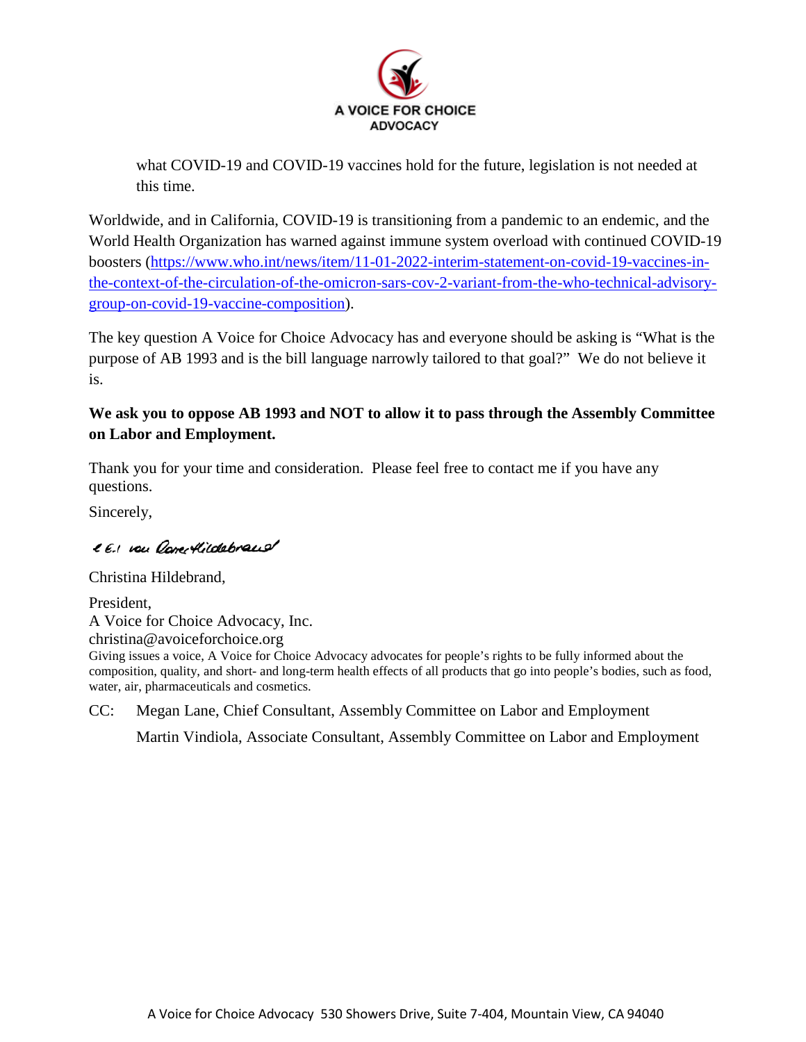what COVID-19 and COVID-19 vaccines hold for the future, legislation is not needed at this time.

Worldwide, and in California, COVID-19 is transitioning from a pandemic to an endemic, and the World Health Organization has warned against immune system overload with continued COVID-19 boosters (https://www.who.int/news/item/11-01-2022-interim-statement-on-covid-19-vaccines-in-the-context-of-the-circulation-of-the-omicron-sars-cov-2-variant-from-the-who-technical-advisory-group-on-covid-19-vaccine-composition).

The key question A Voice for Choice Advocacy has and everyone should be asking is "What is the purpose of AB 1993 and is the bill language narrowly tailored to that goal?" We do not believe it is.

**We ask you to oppose AB 1993 and NOT to allow it to pass through the Assembly Committee on Labor and Employment.**

Thank you for your time and consideration. Please feel free to contact me if you have any questions.

Sincerely,

Christina Hildebrand,

President,
A Voice for Choice Advocacy, Inc.
christina@avoiceforchoice.org

Giving issues a voice, A Voice for Choice Advocacy advocates for people's rights to be fully informed about the composition, quality, and short- and long-term health effects of all products that go into people's bodies, such as food, water, air, pharmaceuticals and cosmetics.

CC: Megan Lane, Chief Consultant, Assembly Committee on Labor and Employment
Martin Vindiola, Associate Consultant, Assembly Committee on Labor and Employment

A Voice for Choice Advocacy 530 Showers Drive, Suite 7-404, Mountain View, CA 94040